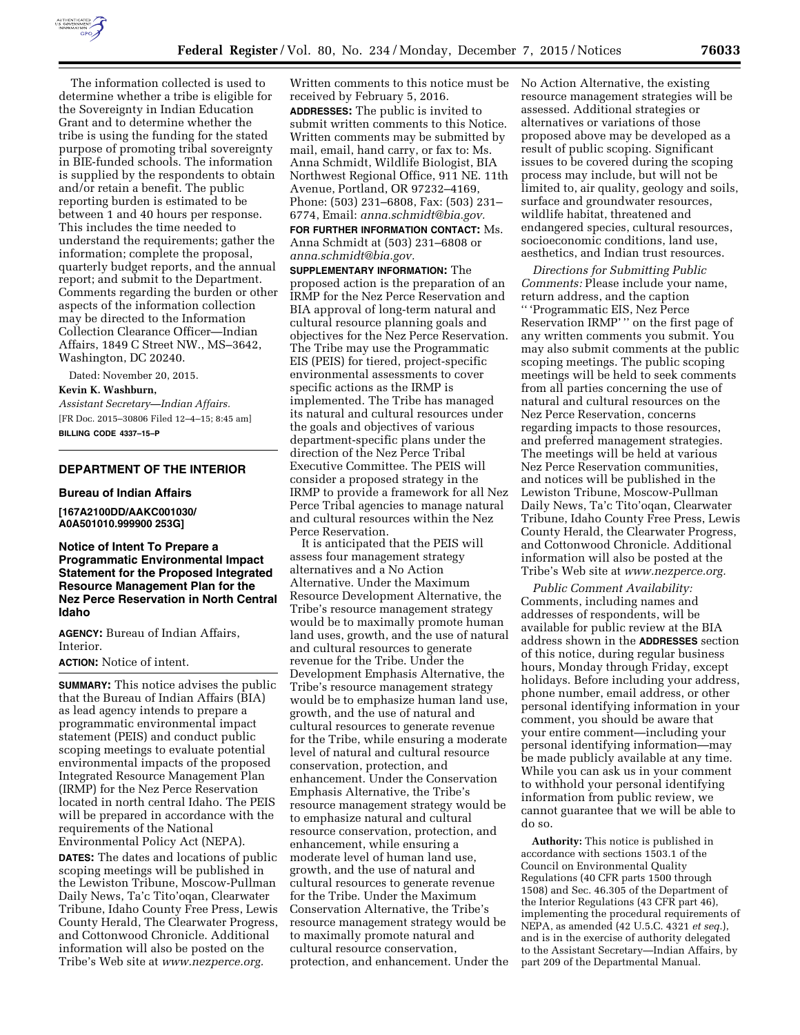The information collected is used to determine whether a tribe is eligible for the Sovereignty in Indian Education Grant and to determine whether the tribe is using the funding for the stated purpose of promoting tribal sovereignty in BIE-funded schools. The information is supplied by the respondents to obtain and/or retain a benefit. The public reporting burden is estimated to be between 1 and 40 hours per response. This includes the time needed to understand the requirements; gather the information; complete the proposal, quarterly budget reports, and the annual report; and submit to the Department. Comments regarding the burden or other aspects of the information collection may be directed to the Information Collection Clearance Officer—Indian Affairs, 1849 C Street NW., MS–3642, Washington, DC 20240.

Dated: November 20, 2015.

**Kevin K. Washburn,**

*Assistant Secretary—Indian Affairs.*

[FR Doc. 2015–30806 Filed 12–4–15; 8:45 am]

**BILLING CODE 4337–15–P**

## DEPARTMENT OF THE INTERIOR

### Bureau of Indian Affairs

**[167A2100DD/AAKC001030/A0A501010.999900 253G]**

### Notice of Intent To Prepare a Programmatic Environmental Impact Statement for the Proposed Integrated Resource Management Plan for the Nez Perce Reservation in North Central Idaho

**AGENCY:** Bureau of Indian Affairs, Interior.

**ACTION:** Notice of intent.

**SUMMARY:** This notice advises the public that the Bureau of Indian Affairs (BIA) as lead agency intends to prepare a programmatic environmental impact statement (PEIS) and conduct public scoping meetings to evaluate potential environmental impacts of the proposed Integrated Resource Management Plan (IRMP) for the Nez Perce Reservation located in north central Idaho. The PEIS will be prepared in accordance with the requirements of the National Environmental Policy Act (NEPA).

**DATES:** The dates and locations of public scoping meetings will be published in the Lewiston Tribune, Moscow-Pullman Daily News, Ta'c Tito'oqan, Clearwater Tribune, Idaho County Free Press, Lewis County Herald, The Clearwater Progress, and Cottonwood Chronicle. Additional information will also be posted on the Tribe's Web site at *www.nezperce.org.* Written comments to this notice must be received by February 5, 2016.

**ADDRESSES:** The public is invited to submit written comments to this Notice. Written comments may be submitted by mail, email, hand carry, or fax to: Ms. Anna Schmidt, Wildlife Biologist, BIA Northwest Regional Office, 911 NE. 11th Avenue, Portland, OR 97232–4169, Phone: (503) 231–6808, Fax: (503) 231–6774, Email: *anna.schmidt@bia.gov.*

**FOR FURTHER INFORMATION CONTACT:** Ms. Anna Schmidt at (503) 231–6808 or *anna.schmidt@bia.gov.*

**SUPPLEMENTARY INFORMATION:** The proposed action is the preparation of an IRMP for the Nez Perce Reservation and BIA approval of long-term natural and cultural resource planning goals and objectives for the Nez Perce Reservation. The Tribe may use the Programmatic EIS (PEIS) for tiered, project-specific environmental assessments to cover specific actions as the IRMP is implemented. The Tribe has managed its natural and cultural resources under the goals and objectives of various department-specific plans under the direction of the Nez Perce Tribal Executive Committee. The PEIS will consider a proposed strategy in the IRMP to provide a framework for all Nez Perce Tribal agencies to manage natural and cultural resources within the Nez Perce Reservation.

It is anticipated that the PEIS will assess four management strategy alternatives and a No Action Alternative. Under the Maximum Resource Development Alternative, the Tribe's resource management strategy would be to maximally promote human land uses, growth, and the use of natural and cultural resources to generate revenue for the Tribe. Under the Development Emphasis Alternative, the Tribe's resource management strategy would be to emphasize human land use, growth, and the use of natural and cultural resources to generate revenue for the Tribe, while ensuring a moderate level of natural and cultural resource conservation, protection, and enhancement. Under the Conservation Emphasis Alternative, the Tribe's resource management strategy would be to emphasize natural and cultural resource conservation, protection, and enhancement, while ensuring a moderate level of human land use, growth, and the use of natural and cultural resources to generate revenue for the Tribe. Under the Maximum Conservation Alternative, the Tribe's resource management strategy would be to maximally promote natural and cultural resource conservation, protection, and enhancement. Under the No Action Alternative, the existing resource management strategies will be assessed. Additional strategies or alternatives or variations of those proposed above may be developed as a result of public scoping. Significant issues to be covered during the scoping process may include, but will not be limited to, air quality, geology and soils, surface and groundwater resources, wildlife habitat, threatened and endangered species, cultural resources, socioeconomic conditions, land use, aesthetics, and Indian trust resources.

*Directions for Submitting Public Comments:* Please include your name, return address, and the caption " 'Programmatic EIS, Nez Perce Reservation IRMP' " on the first page of any written comments you submit. You may also submit comments at the public scoping meetings. The public scoping meetings will be held to seek comments from all parties concerning the use of natural and cultural resources on the Nez Perce Reservation, concerns regarding impacts to those resources, and preferred management strategies. The meetings will be held at various Nez Perce Reservation communities, and notices will be published in the Lewiston Tribune, Moscow-Pullman Daily News, Ta'c Tito'oqan, Clearwater Tribune, Idaho County Free Press, Lewis County Herald, the Clearwater Progress, and Cottonwood Chronicle. Additional information will also be posted at the Tribe's Web site at *www.nezperce.org.*

*Public Comment Availability:* Comments, including names and addresses of respondents, will be available for public review at the BIA address shown in the **ADDRESSES** section of this notice, during regular business hours, Monday through Friday, except holidays. Before including your address, phone number, email address, or other personal identifying information in your comment, you should be aware that your entire comment—including your personal identifying information—may be made publicly available at any time. While you can ask us in your comment to withhold your personal identifying information from public review, we cannot guarantee that we will be able to do so.

**Authority:** This notice is published in accordance with sections 1503.1 of the Council on Environmental Quality Regulations (40 CFR parts 1500 through 1508) and Sec. 46.305 of the Department of the Interior Regulations (43 CFR part 46), implementing the procedural requirements of NEPA, as amended (42 U.S.C. 4321 *et seq.*), and is in the exercise of authority delegated to the Assistant Secretary—Indian Affairs, by part 209 of the Departmental Manual.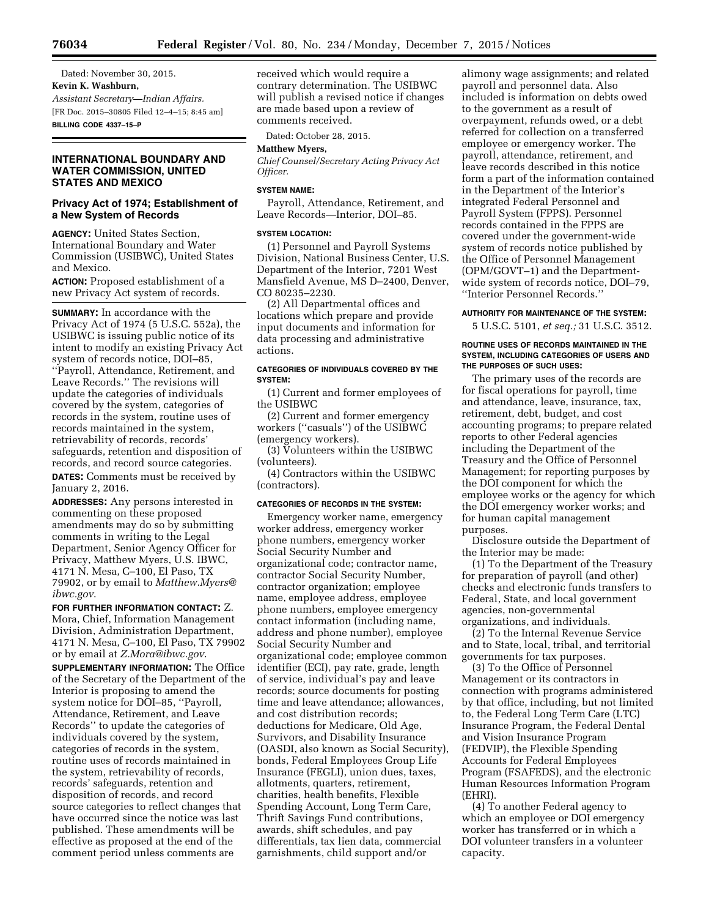Dated: November 30, 2015.

**Kevin K. Washburn,**

*Assistant Secretary—Indian Affairs.*

[FR Doc. 2015–30805 Filed 12–4–15; 8:45 am]

**BILLING CODE 4337–15–P**

## INTERNATIONAL BOUNDARY AND WATER COMMISSION, UNITED STATES AND MEXICO

### Privacy Act of 1974; Establishment of a New System of Records

**AGENCY:** United States Section, International Boundary and Water Commission (USIBWC), United States and Mexico.

**ACTION:** Proposed establishment of a new Privacy Act system of records.

**SUMMARY:** In accordance with the Privacy Act of 1974 (5 U.S.C. 552a), the USIBWC is issuing public notice of its intent to modify an existing Privacy Act system of records notice, DOI–85, ''Payroll, Attendance, Retirement, and Leave Records.'' The revisions will update the categories of individuals covered by the system, categories of records in the system, routine uses of records maintained in the system, retrievability of records, records' safeguards, retention and disposition of records, and record source categories.

**DATES:** Comments must be received by January 2, 2016.

**ADDRESSES:** Any persons interested in commenting on these proposed amendments may do so by submitting comments in writing to the Legal Department, Senior Agency Officer for Privacy, Matthew Myers, U.S. IBWC, 4171 N. Mesa, C–100, El Paso, TX 79902, or by email to *Matthew.Myers@ibwc.gov*.

**FOR FURTHER INFORMATION CONTACT:** Z. Mora, Chief, Information Management Division, Administration Department, 4171 N. Mesa, C–100, El Paso, TX 79902 or by email at *Z.Mora@ibwc.gov*.

**SUPPLEMENTARY INFORMATION:** The Office of the Secretary of the Department of the Interior is proposing to amend the system notice for DOI–85, ''Payroll, Attendance, Retirement, and Leave Records'' to update the categories of individuals covered by the system, categories of records in the system, routine uses of records maintained in the system, retrievability of records, records' safeguards, retention and disposition of records, and record source categories to reflect changes that have occurred since the notice was last published. These amendments will be effective as proposed at the end of the comment period unless comments are received which would require a contrary determination. The USIBWC will publish a revised notice if changes are made based upon a review of comments received.

Dated: October 28, 2015.

**Matthew Myers,**

*Chief Counsel/Secretary Acting Privacy Act Officer.*

**SYSTEM NAME:**

Payroll, Attendance, Retirement, and Leave Records—Interior, DOI–85.

**SYSTEM LOCATION:**

(1) Personnel and Payroll Systems Division, National Business Center, U.S. Department of the Interior, 7201 West Mansfield Avenue, MS D–2400, Denver, CO 80235–2230.

(2) All Departmental offices and locations which prepare and provide input documents and information for data processing and administrative actions.

**CATEGORIES OF INDIVIDUALS COVERED BY THE SYSTEM:**

(1) Current and former employees of the USIBWC

(2) Current and former emergency workers (''casuals'') of the USIBWC (emergency workers).

(3) Volunteers within the USIBWC (volunteers).

(4) Contractors within the USIBWC (contractors).

**CATEGORIES OF RECORDS IN THE SYSTEM:**

Emergency worker name, emergency worker address, emergency worker phone numbers, emergency worker Social Security Number and organizational code; contractor name, contractor Social Security Number, contractor organization; employee name, employee address, employee phone numbers, employee emergency contact information (including name, address and phone number), employee Social Security Number and organizational code; employee common identifier (ECI), pay rate, grade, length of service, individual's pay and leave records; source documents for posting time and leave attendance; allowances, and cost distribution records; deductions for Medicare, Old Age, Survivors, and Disability Insurance (OASDI, also known as Social Security), bonds, Federal Employees Group Life Insurance (FEGLI), union dues, taxes, allotments, quarters, retirement, charities, health benefits, Flexible Spending Account, Long Term Care, Thrift Savings Fund contributions, awards, shift schedules, and pay differentials, tax lien data, commercial garnishments, child support and/or alimony wage assignments; and related payroll and personnel data. Also included is information on debts owed to the government as a result of overpayment, refunds owed, or a debt referred for collection on a transferred employee or emergency worker. The payroll, attendance, retirement, and leave records described in this notice form a part of the information contained in the Department of the Interior's integrated Federal Personnel and Payroll System (FPPS). Personnel records contained in the FPPS are covered under the government-wide system of records notice published by the Office of Personnel Management (OPM/GOVT–1) and the Department-wide system of records notice, DOI–79, ''Interior Personnel Records.''

**AUTHORITY FOR MAINTENANCE OF THE SYSTEM:**

5 U.S.C. 5101, *et seq.;* 31 U.S.C. 3512.

**ROUTINE USES OF RECORDS MAINTAINED IN THE SYSTEM, INCLUDING CATEGORIES OF USERS AND THE PURPOSES OF SUCH USES:**

The primary uses of the records are for fiscal operations for payroll, time and attendance, leave, insurance, tax, retirement, debt, budget, and cost accounting programs; to prepare related reports to other Federal agencies including the Department of the Treasury and the Office of Personnel Management; for reporting purposes by the DOI component for which the employee works or the agency for which the DOI emergency worker works; and for human capital management purposes.

Disclosure outside the Department of the Interior may be made:

(1) To the Department of the Treasury for preparation of payroll (and other) checks and electronic funds transfers to Federal, State, and local government agencies, non-governmental organizations, and individuals.

(2) To the Internal Revenue Service and to State, local, tribal, and territorial governments for tax purposes.

(3) To the Office of Personnel Management or its contractors in connection with programs administered by that office, including, but not limited to, the Federal Long Term Care (LTC) Insurance Program, the Federal Dental and Vision Insurance Program (FEDVIP), the Flexible Spending Accounts for Federal Employees Program (FSAFEDS), and the electronic Human Resources Information Program (EHRI).

(4) To another Federal agency to which an employee or DOI emergency worker has transferred or in which a DOI volunteer transfers in a volunteer capacity.